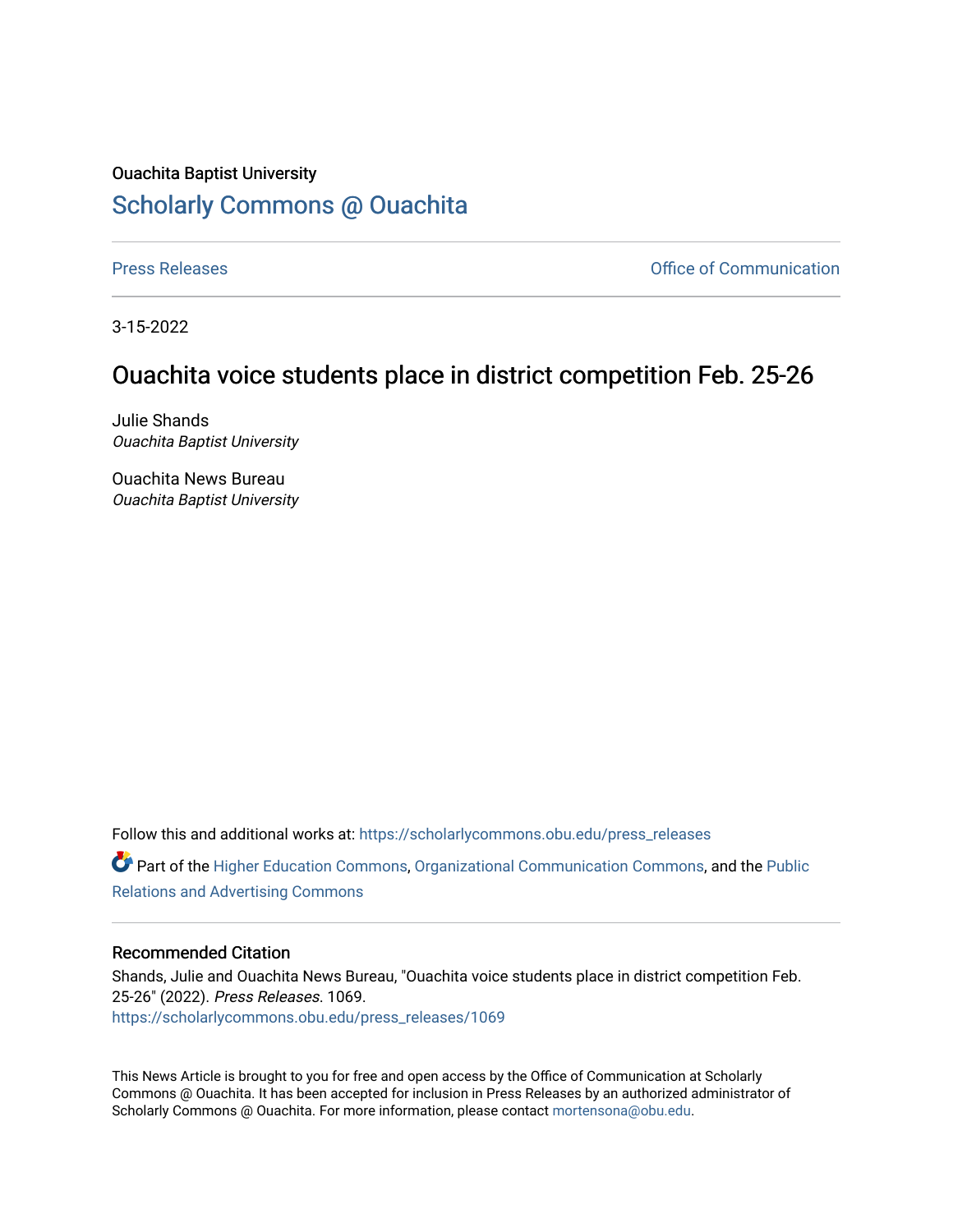Ouachita Baptist University

# Scholarly Commons @ Ouachita

Press Releases | Office of Communication

3-15-2022

## Ouachita voice students place in district competition Feb. 25-26

Julie Shands
*Ouachita Baptist University*

Ouachita News Bureau
*Ouachita Baptist University*

Follow this and additional works at: https://scholarlycommons.obu.edu/press_releases

Part of the Higher Education Commons, Organizational Communication Commons, and the Public Relations and Advertising Commons

### Recommended Citation

Shands, Julie and Ouachita News Bureau, "Ouachita voice students place in district competition Feb. 25-26" (2022). *Press Releases*. 1069.
https://scholarlycommons.obu.edu/press_releases/1069

This News Article is brought to you for free and open access by the Office of Communication at Scholarly Commons @ Ouachita. It has been accepted for inclusion in Press Releases by an authorized administrator of Scholarly Commons @ Ouachita. For more information, please contact mortensona@obu.edu.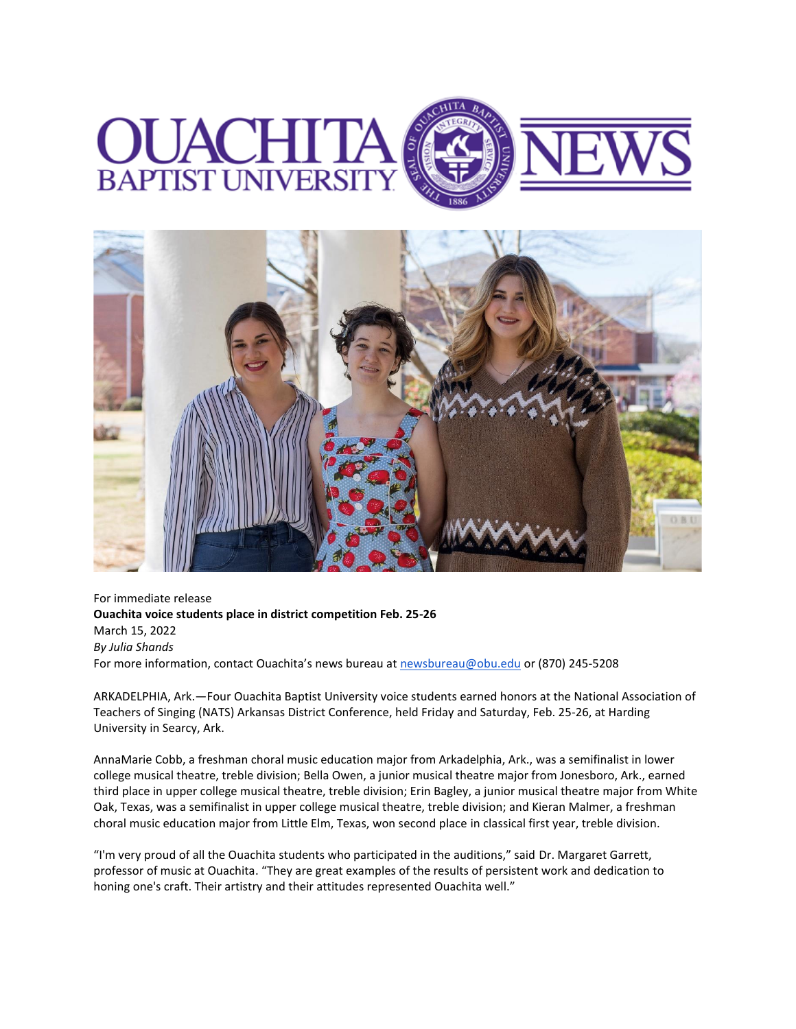For immediate release

**Ouachita voice students place in district competition Feb. 25-26**

March 15, 2022

*By Julia Shands*

For more information, contact Ouachita's news bureau at newsbureau@obu.edu or (870) 245-5208

ARKADELPHIA, Ark.—Four Ouachita Baptist University voice students earned honors at the National Association of Teachers of Singing (NATS) Arkansas District Conference, held Friday and Saturday, Feb. 25-26, at Harding University in Searcy, Ark.

AnnaMarie Cobb, a freshman choral music education major from Arkadelphia, Ark., was a semifinalist in lower college musical theatre, treble division; Bella Owen, a junior musical theatre major from Jonesboro, Ark., earned third place in upper college musical theatre, treble division; Erin Bagley, a junior musical theatre major from White Oak, Texas, was a semifinalist in upper college musical theatre, treble division; and Kieran Malmer, a freshman choral music education major from Little Elm, Texas, won second place in classical first year, treble division.

"I'm very proud of all the Ouachita students who participated in the auditions," said Dr. Margaret Garrett, professor of music at Ouachita. "They are great examples of the results of persistent work and dedication to honing one's craft. Their artistry and their attitudes represented Ouachita well."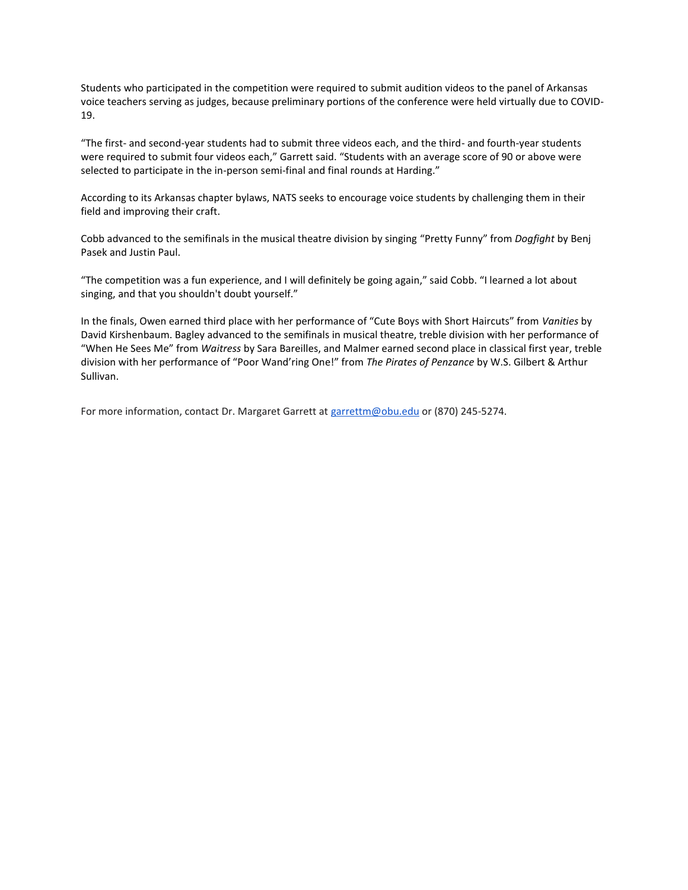Students who participated in the competition were required to submit audition videos to the panel of Arkansas voice teachers serving as judges, because preliminary portions of the conference were held virtually due to COVID-19.

"The first- and second-year students had to submit three videos each, and the third- and fourth-year students were required to submit four videos each," Garrett said. "Students with an average score of 90 or above were selected to participate in the in-person semi-final and final rounds at Harding."

According to its Arkansas chapter bylaws, NATS seeks to encourage voice students by challenging them in their field and improving their craft.

Cobb advanced to the semifinals in the musical theatre division by singing "Pretty Funny" from *Dogfight* by Benj Pasek and Justin Paul.

"The competition was a fun experience, and I will definitely be going again," said Cobb. "I learned a lot about singing, and that you shouldn't doubt yourself."

In the finals, Owen earned third place with her performance of "Cute Boys with Short Haircuts" from *Vanities* by David Kirshenbaum. Bagley advanced to the semifinals in musical theatre, treble division with her performance of "When He Sees Me" from *Waitress* by Sara Bareilles, and Malmer earned second place in classical first year, treble division with her performance of "Poor Wand'ring One!" from *The Pirates of Penzance* by W.S. Gilbert & Arthur Sullivan.

For more information, contact Dr. Margaret Garrett at garrettm@obu.edu or (870) 245-5274.